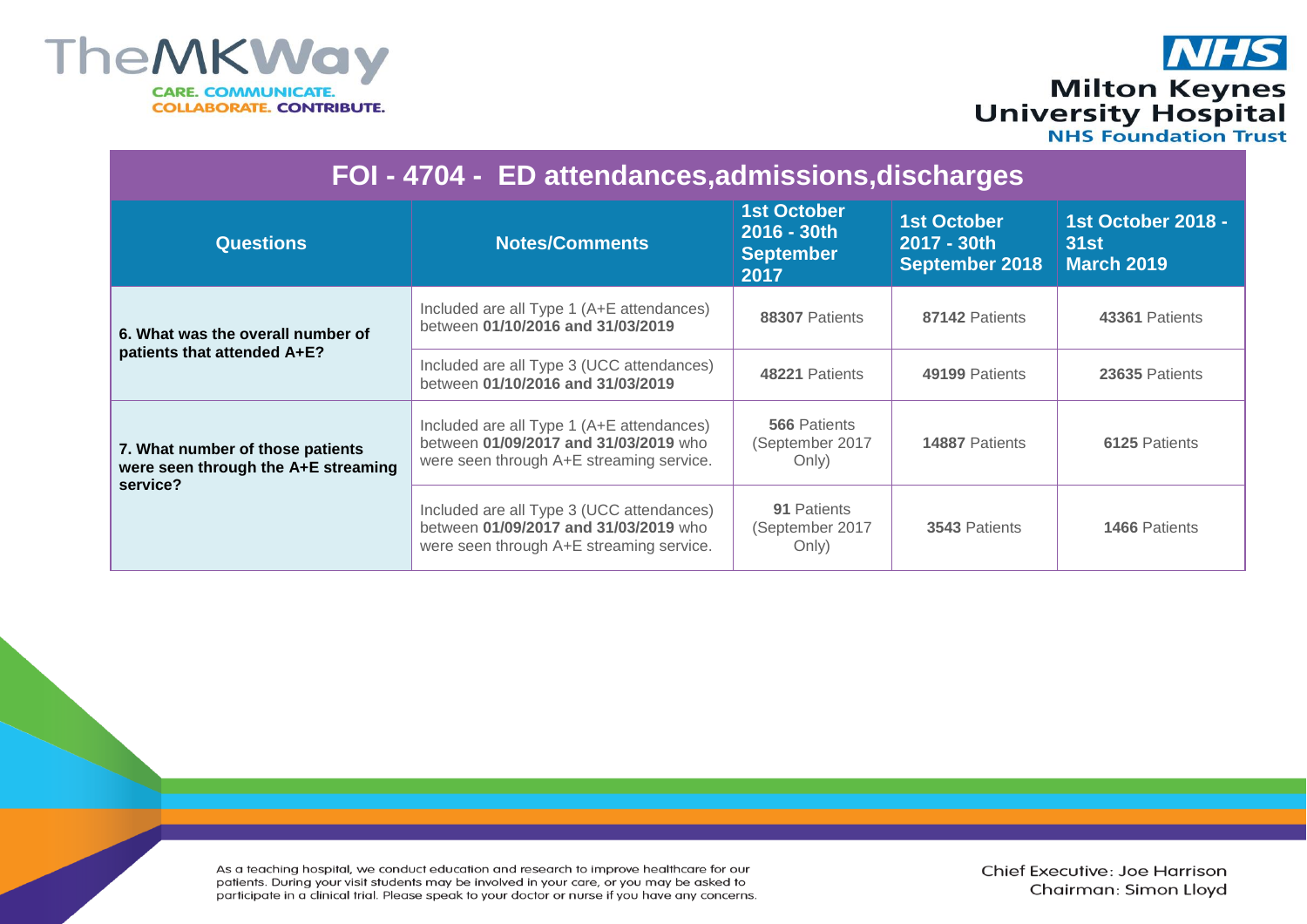TheMKWay

CARE. COMMUNICATE.
COLLABORATE. CONTRIBUTE.

NHS
Milton Keynes
University Hospital
NHS Foundation Trust

# FOI - 4704 - ED attendances,admissions,discharges

| Questions | Notes/Comments | 1st October 2016 - 30th September 2017 | 1st October 2017 - 30th September 2018 | 1st October 2018 - 31st March 2019 |
|---|---|---|---|---|
| **6. What was the overall number of patients that attended A+E?** | Included are all Type 1 (A+E attendances) between **01/10/2016 and 31/03/2019** | **88307** Patients | **87142** Patients | **43361** Patients |
| | Included are all Type 3 (UCC attendances) between **01/10/2016 and 31/03/2019** | **48221** Patients | **49199** Patients | **23635** Patients |
| **7. What number of those patients were seen through the A+E streaming service?** | Included are all Type 1 (A+E attendances) between **01/09/2017 and 31/03/2019** who were seen through A+E streaming service. | **566** Patients (September 2017 Only) | **14887** Patients | **6125** Patients |
| | Included are all Type 3 (UCC attendances) between **01/09/2017 and 31/03/2019** who were seen through A+E streaming service. | **91** Patients (September 2017 Only) | **3543** Patients | **1466** Patients |

As a teaching hospital, we conduct education and research to improve healthcare for our patients. During your visit students may be involved in your care, or you may be asked to participate in a clinical trial. Please speak to your doctor or nurse if you have any concerns.

Chief Executive: Joe Harrison
Chairman: Simon Lloyd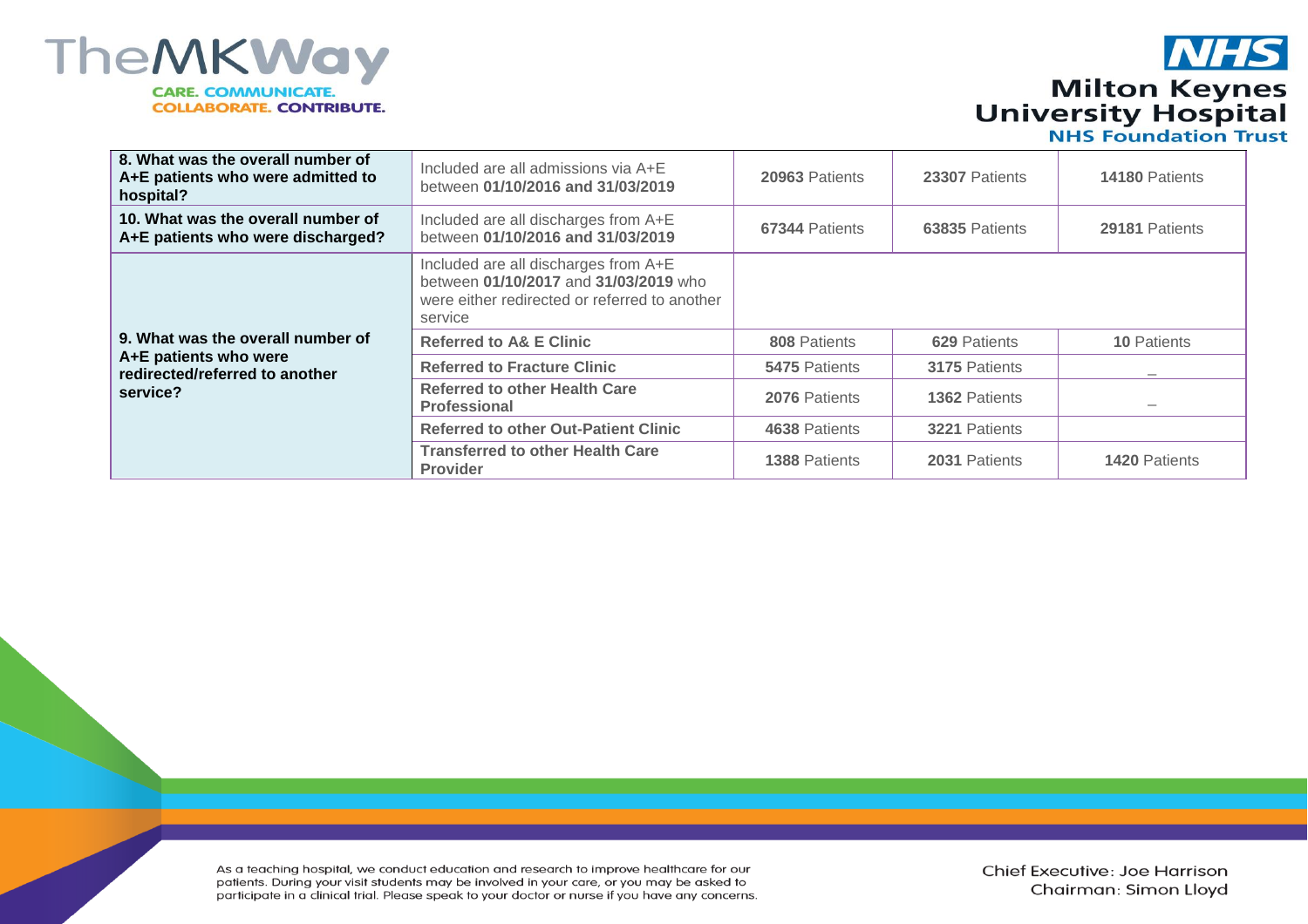| | | | | |
|---|---|---|---|---|
| **8. What was the overall number of A+E patients who were admitted to hospital?** | Included are all admissions via A+E between **01/10/2016 and 31/03/2019** | **20963** Patients | **23307** Patients | **14180** Patients |
| **10. What was the overall number of A+E patients who were discharged?** | Included are all discharges from A+E between **01/10/2016 and 31/03/2019** | **67344** Patients | **63835** Patients | **29181** Patients |
| **9. What was the overall number of A+E patients who were redirected/referred to another service?** | Included are all discharges from A+E between **01/10/2017** and **31/03/2019** who were either redirected or referred to another service | | | |
| | **Referred to A& E Clinic** | **808** Patients | **629** Patients | **10** Patients |
| | **Referred to Fracture Clinic** | **5475** Patients | **3175** Patients | _ |
| | **Referred to other Health Care Professional** | **2076** Patients | **1362** Patients | _ |
| | **Referred to other Out-Patient Clinic** | **4638** Patients | **3221** Patients | |
| | **Transferred to other Health Care Provider** | **1388** Patients | **2031** Patients | **1420** Patients |